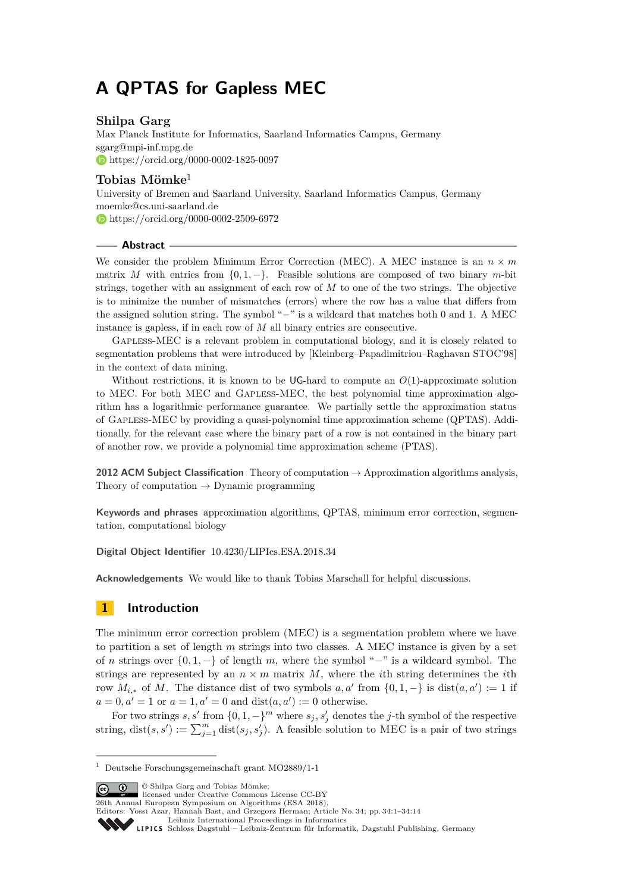# A QPTAS for Gapless MEC

**Shilpa Garg**
Max Planck Institute for Informatics, Saarland Informatics Campus, Germany
sgarg@mpi-inf.mpg.de
https://orcid.org/0000-0002-1825-0097

**Tobias Mömke**[1]
University of Bremen and Saarland University, Saarland Informatics Campus, Germany
moemke@cs.uni-saarland.de
https://orcid.org/0000-0002-2509-6972

## Abstract

We consider the problem Minimum Error Correction (MEC). A MEC instance is an $n \times m$ matrix $M$ with entries from $\{0, 1, -\}$. Feasible solutions are composed of two binary $m$-bit strings, together with an assignment of each row of $M$ to one of the two strings. The objective is to minimize the number of mismatches (errors) where the row has a value that differs from the assigned solution string. The symbol "$-$" is a wildcard that matches both 0 and 1. A MEC instance is gapless, if in each row of $M$ all binary entries are consecutive.

Gapless-MEC is a relevant problem in computational biology, and it is closely related to segmentation problems that were introduced by [Kleinberg–Papadimitriou–Raghavan STOC'98] in the context of data mining.

Without restrictions, it is known to be UG-hard to compute an $O(1)$-approximate solution to MEC. For both MEC and Gapless-MEC, the best polynomial time approximation algorithm has a logarithmic performance guarantee. We partially settle the approximation status of Gapless-MEC by providing a quasi-polynomial time approximation scheme (QPTAS). Additionally, for the relevant case where the binary part of a row is not contained in the binary part of another row, we provide a polynomial time approximation scheme (PTAS).

**2012 ACM Subject Classification** Theory of computation → Approximation algorithms analysis, Theory of computation → Dynamic programming

**Keywords and phrases** approximation algorithms, QPTAS, minimum error correction, segmentation, computational biology

**Digital Object Identifier** 10.4230/LIPIcs.ESA.2018.34

**Acknowledgements** We would like to thank Tobias Marschall for helpful discussions.

## 1 Introduction

The minimum error correction problem (MEC) is a segmentation problem where we have to partition a set of length $m$ strings into two classes. A MEC instance is given by a set of $n$ strings over $\{0, 1, -\}$ of length $m$, where the symbol "$-$" is a wildcard symbol. The strings are represented by an $n \times m$ matrix $M$, where the $i$th string determines the $i$th row $M_{i,*}$ of $M$. The distance dist of two symbols $a, a'$ from $\{0, 1, -\}$ is $\text{dist}(a, a') := 1$ if $a = 0, a' = 1$ or $a = 1, a' = 0$ and $\text{dist}(a, a') := 0$ otherwise.

For two strings $s, s'$ from $\{0, 1, -\}^m$ where $s_j, s'_j$ denotes the $j$-th symbol of the respective string, $\text{dist}(s, s') := \sum_{j=1}^{m} \text{dist}(s_j, s'_j)$. A feasible solution to MEC is a pair of two strings

[1] Deutsche Forschungsgemeinschaft grant MO2889/1-1

© Shilpa Garg and Tobias Mömke; licensed under Creative Commons License CC-BY
26th Annual European Symposium on Algorithms (ESA 2018).
Editors: Yossi Azar, Hannah Bast, and Grzegorz Herman; Article No. 34; pp. 34:1–34:14
Leibniz International Proceedings in Informatics
Schloss Dagstuhl – Leibniz-Zentrum für Informatik, Dagstuhl Publishing, Germany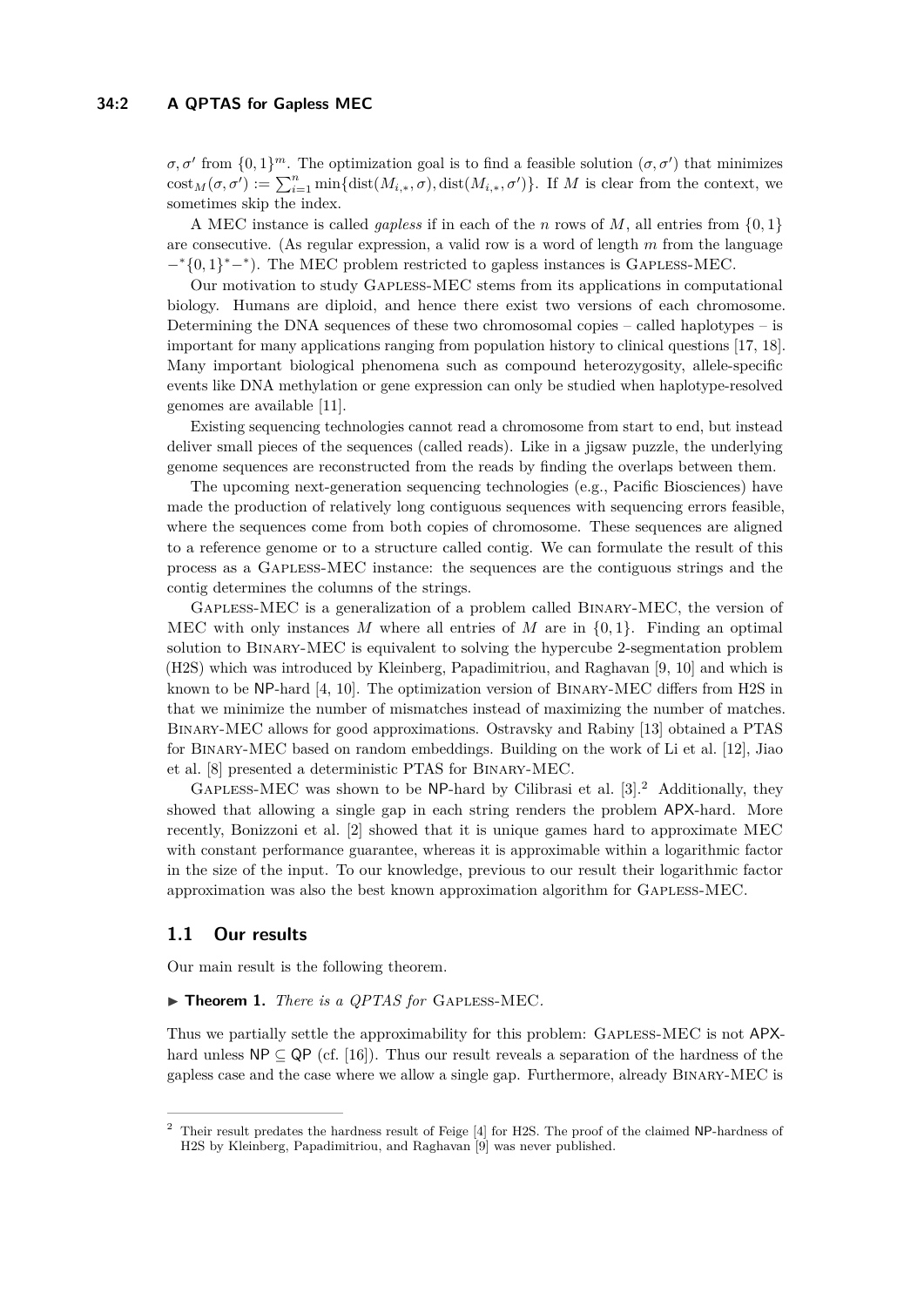$\sigma, \sigma'$ from $\{0,1\}^m$. The optimization goal is to find a feasible solution $(\sigma, \sigma')$ that minimizes $\text{cost}_M(\sigma, \sigma') := \sum_{i=1}^{n} \min\{\text{dist}(M_{i,*}, \sigma), \text{dist}(M_{i,*}, \sigma')\}$. If $M$ is clear from the context, we sometimes skip the index.

A MEC instance is called *gapless* if in each of the $n$ rows of $M$, all entries from $\{0,1\}$ are consecutive. (As regular expression, a valid row is a word of length $m$ from the language $-^*\{0,1\}^*-^*$). The MEC problem restricted to gapless instances is Gapless-MEC.

Our motivation to study Gapless-MEC stems from its applications in computational biology. Humans are diploid, and hence there exist two versions of each chromosome. Determining the DNA sequences of these two chromosomal copies – called haplotypes – is important for many applications ranging from population history to clinical questions [17, 18]. Many important biological phenomena such as compound heterozygosity, allele-specific events like DNA methylation or gene expression can only be studied when haplotype-resolved genomes are available [11].

Existing sequencing technologies cannot read a chromosome from start to end, but instead deliver small pieces of the sequences (called reads). Like in a jigsaw puzzle, the underlying genome sequences are reconstructed from the reads by finding the overlaps between them.

The upcoming next-generation sequencing technologies (e.g., Pacific Biosciences) have made the production of relatively long contiguous sequences with sequencing errors feasible, where the sequences come from both copies of chromosome. These sequences are aligned to a reference genome or to a structure called contig. We can formulate the result of this process as a Gapless-MEC instance: the sequences are the contiguous strings and the contig determines the columns of the strings.

Gapless-MEC is a generalization of a problem called Binary-MEC, the version of MEC with only instances $M$ where all entries of $M$ are in $\{0,1\}$. Finding an optimal solution to Binary-MEC is equivalent to solving the hypercube 2-segmentation problem (H2S) which was introduced by Kleinberg, Papadimitriou, and Raghavan [9, 10] and which is known to be NP-hard [4, 10]. The optimization version of Binary-MEC differs from H2S in that we minimize the number of mismatches instead of maximizing the number of matches. Binary-MEC allows for good approximations. Ostravsky and Rabiny [13] obtained a PTAS for Binary-MEC based on random embeddings. Building on the work of Li et al. [12], Jiao et al. [8] presented a deterministic PTAS for Binary-MEC.

Gapless-MEC was shown to be NP-hard by Cilibrasi et al. [3].[2] Additionally, they showed that allowing a single gap in each string renders the problem APX-hard. More recently, Bonizzoni et al. [2] showed that it is unique games hard to approximate MEC with constant performance guarantee, whereas it is approximable within a logarithmic factor in the size of the input. To our knowledge, previous to our result their logarithmic factor approximation was also the best known approximation algorithm for Gapless-MEC.

## 1.1 Our results

Our main result is the following theorem.

▶ **Theorem 1.** *There is a QPTAS for* Gapless-MEC*.*

Thus we partially settle the approximability for this problem: Gapless-MEC is not APX-hard unless NP $\subseteq$ QP (cf. [16]). Thus our result reveals a separation of the hardness of the gapless case and the case where we allow a single gap. Furthermore, already Binary-MEC is

---

[2] Their result predates the hardness result of Feige [4] for H2S. The proof of the claimed NP-hardness of H2S by Kleinberg, Papadimitriou, and Raghavan [9] was never published.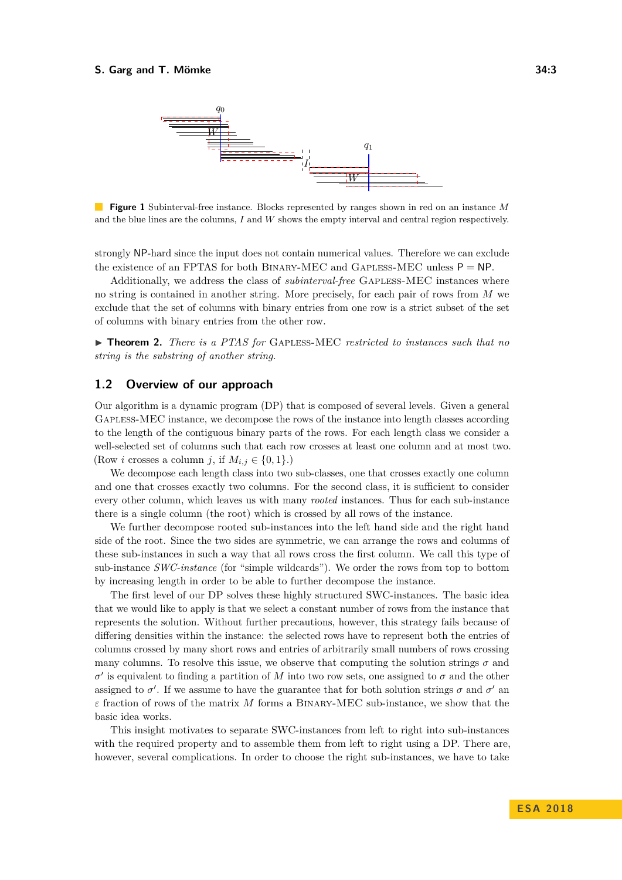**Figure 1** Subinterval-free instance. Blocks represented by ranges shown in red on an instance $M$ and the blue lines are the columns, $I$ and $W$ shows the empty interval and central region respectively.

strongly NP-hard since the input does not contain numerical values. Therefore we can exclude the existence of an FPTAS for both Binary-MEC and Gapless-MEC unless P = NP.

Additionally, we address the class of *subinterval-free* Gapless-MEC instances where no string is contained in another string. More precisely, for each pair of rows from $M$ we exclude that the set of columns with binary entries from one row is a strict subset of the set of columns with binary entries from the other row.

▶ **Theorem 2.** *There is a PTAS for* Gapless-MEC *restricted to instances such that no string is the substring of another string.*

## 1.2 Overview of our approach

Our algorithm is a dynamic program (DP) that is composed of several levels. Given a general Gapless-MEC instance, we decompose the rows of the instance into length classes according to the length of the contiguous binary parts of the rows. For each length class we consider a well-selected set of columns such that each row crosses at least one column and at most two. (Row $i$ crosses a column $j$, if $M_{i,j} \in \{0, 1\}$.)

We decompose each length class into two sub-classes, one that crosses exactly one column and one that crosses exactly two columns. For the second class, it is sufficient to consider every other column, which leaves us with many *rooted* instances. Thus for each sub-instance there is a single column (the root) which is crossed by all rows of the instance.

We further decompose rooted sub-instances into the left hand side and the right hand side of the root. Since the two sides are symmetric, we can arrange the rows and columns of these sub-instances in such a way that all rows cross the first column. We call this type of sub-instance *SWC-instance* (for "simple wildcards"). We order the rows from top to bottom by increasing length in order to be able to further decompose the instance.

The first level of our DP solves these highly structured SWC-instances. The basic idea that we would like to apply is that we select a constant number of rows from the instance that represents the solution. Without further precautions, however, this strategy fails because of differing densities within the instance: the selected rows have to represent both the entries of columns crossed by many short rows and entries of arbitrarily small numbers of rows crossing many columns. To resolve this issue, we observe that computing the solution strings $\sigma$ and $\sigma'$ is equivalent to finding a partition of $M$ into two row sets, one assigned to $\sigma$ and the other assigned to $\sigma'$. If we assume to have the guarantee that for both solution strings $\sigma$ and $\sigma'$ an $\varepsilon$ fraction of rows of the matrix $M$ forms a Binary-MEC sub-instance, we show that the basic idea works.

This insight motivates to separate SWC-instances from left to right into sub-instances with the required property and to assemble them from left to right using a DP. There are, however, several complications. In order to choose the right sub-instances, we have to take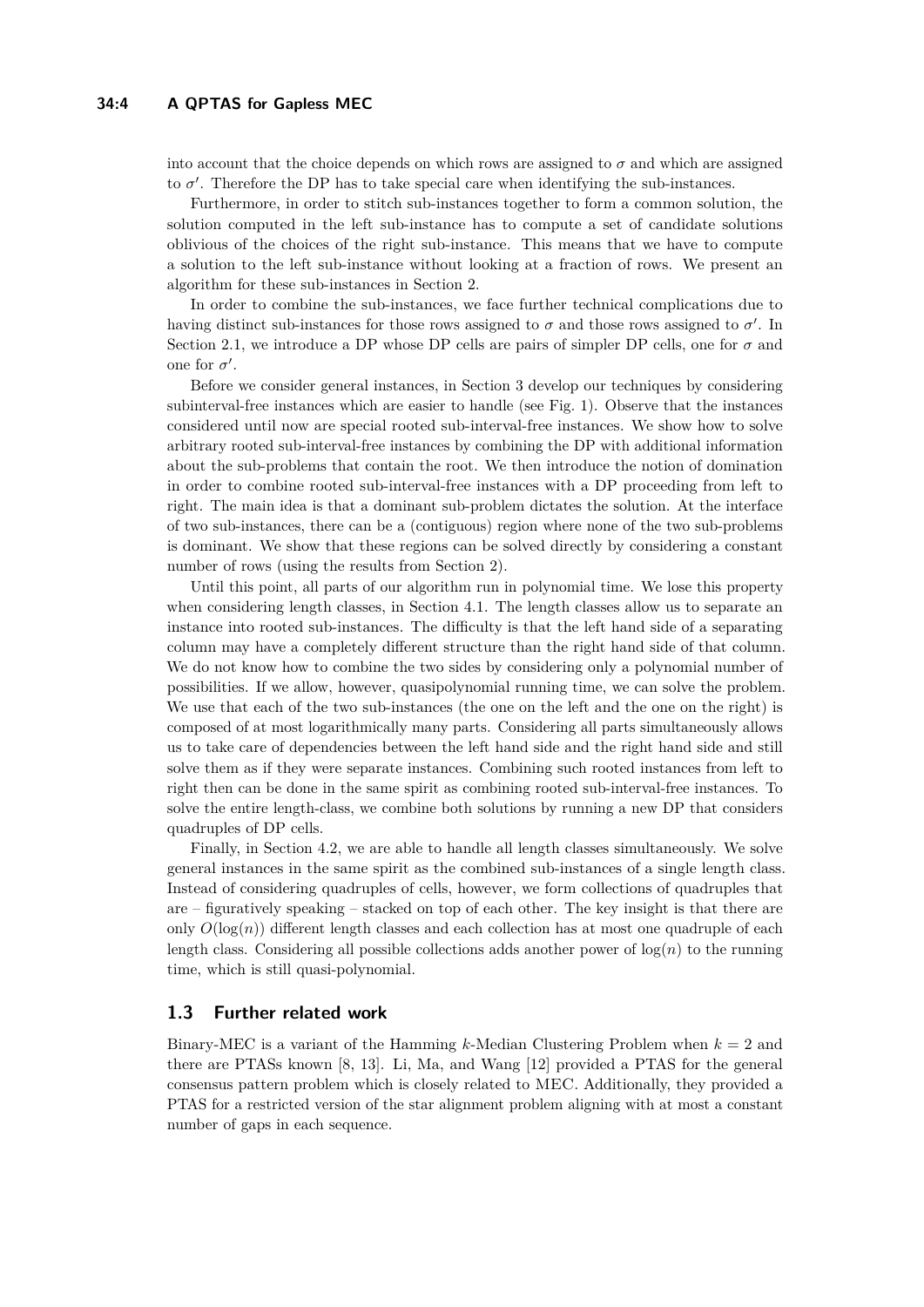into account that the choice depends on which rows are assigned to $\sigma$ and which are assigned to $\sigma'$. Therefore the DP has to take special care when identifying the sub-instances.

Furthermore, in order to stitch sub-instances together to form a common solution, the solution computed in the left sub-instance has to compute a set of candidate solutions oblivious of the choices of the right sub-instance. This means that we have to compute a solution to the left sub-instance without looking at a fraction of rows. We present an algorithm for these sub-instances in Section 2.

In order to combine the sub-instances, we face further technical complications due to having distinct sub-instances for those rows assigned to $\sigma$ and those rows assigned to $\sigma'$. In Section 2.1, we introduce a DP whose DP cells are pairs of simpler DP cells, one for $\sigma$ and one for $\sigma'$.

Before we consider general instances, in Section 3 develop our techniques by considering subinterval-free instances which are easier to handle (see Fig. 1). Observe that the instances considered until now are special rooted sub-interval-free instances. We show how to solve arbitrary rooted sub-interval-free instances by combining the DP with additional information about the sub-problems that contain the root. We then introduce the notion of domination in order to combine rooted sub-interval-free instances with a DP proceeding from left to right. The main idea is that a dominant sub-problem dictates the solution. At the interface of two sub-instances, there can be a (contiguous) region where none of the two sub-problems is dominant. We show that these regions can be solved directly by considering a constant number of rows (using the results from Section 2).

Until this point, all parts of our algorithm run in polynomial time. We lose this property when considering length classes, in Section 4.1. The length classes allow us to separate an instance into rooted sub-instances. The difficulty is that the left hand side of a separating column may have a completely different structure than the right hand side of that column. We do not know how to combine the two sides by considering only a polynomial number of possibilities. If we allow, however, quasipolynomial running time, we can solve the problem. We use that each of the two sub-instances (the one on the left and the one on the right) is composed of at most logarithmically many parts. Considering all parts simultaneously allows us to take care of dependencies between the left hand side and the right hand side and still solve them as if they were separate instances. Combining such rooted instances from left to right then can be done in the same spirit as combining rooted sub-interval-free instances. To solve the entire length-class, we combine both solutions by running a new DP that considers quadruples of DP cells.

Finally, in Section 4.2, we are able to handle all length classes simultaneously. We solve general instances in the same spirit as the combined sub-instances of a single length class. Instead of considering quadruples of cells, however, we form collections of quadruples that are – figuratively speaking – stacked on top of each other. The key insight is that there are only $O(\log(n))$ different length classes and each collection has at most one quadruple of each length class. Considering all possible collections adds another power of $\log(n)$ to the running time, which is still quasi-polynomial.

## 1.3 Further related work

Binary-MEC is a variant of the Hamming $k$-Median Clustering Problem when $k = 2$ and there are PTASs known [8, 13]. Li, Ma, and Wang [12] provided a PTAS for the general consensus pattern problem which is closely related to MEC. Additionally, they provided a PTAS for a restricted version of the star alignment problem aligning with at most a constant number of gaps in each sequence.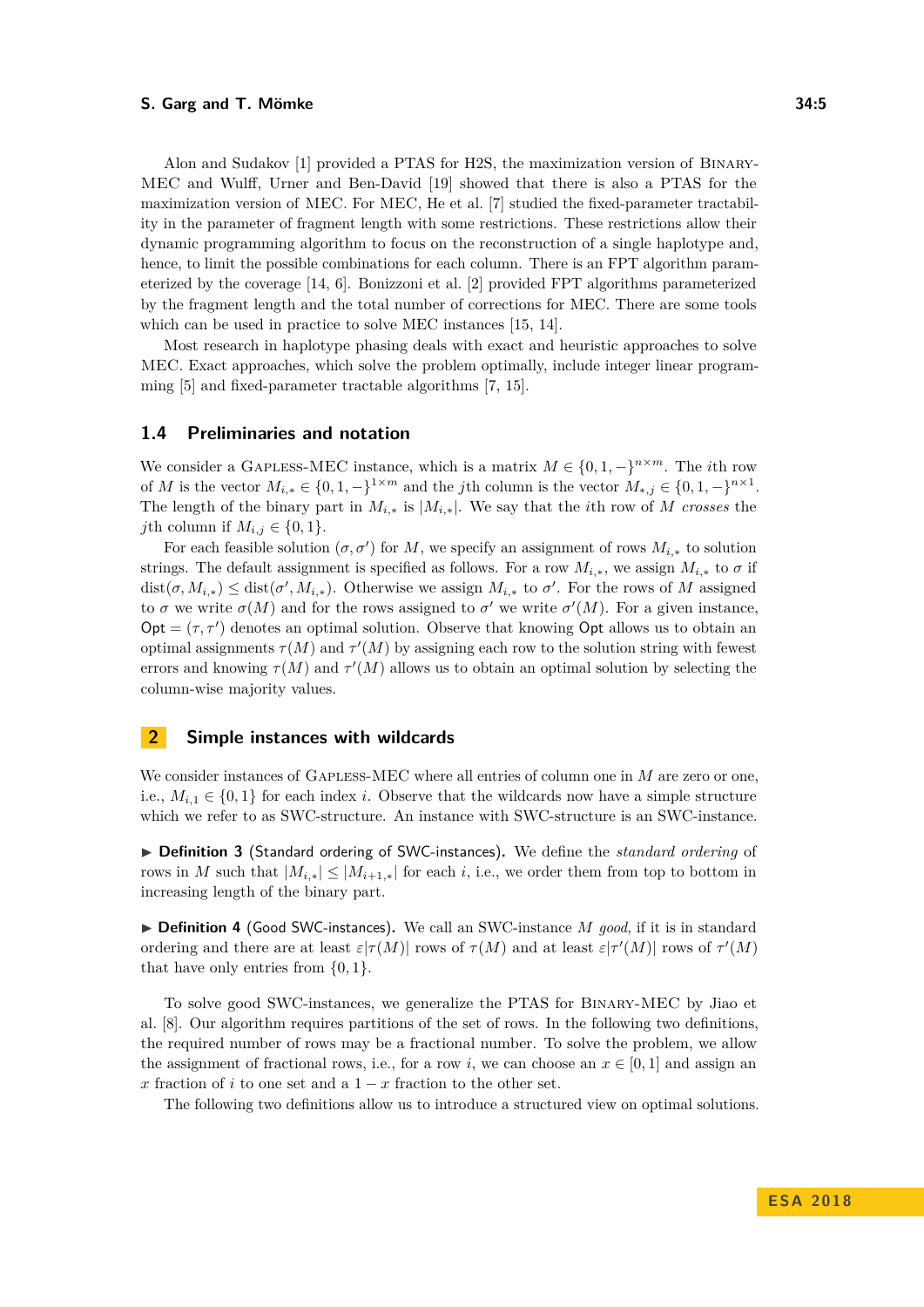Alon and Sudakov [1] provided a PTAS for H2S, the maximization version of Binary-MEC and Wulff, Urner and Ben-David [19] showed that there is also a PTAS for the maximization version of MEC. For MEC, He et al. [7] studied the fixed-parameter tractability in the parameter of fragment length with some restrictions. These restrictions allow their dynamic programming algorithm to focus on the reconstruction of a single haplotype and, hence, to limit the possible combinations for each column. There is an FPT algorithm parameterized by the coverage [14, 6]. Bonizzoni et al. [2] provided FPT algorithms parameterized by the fragment length and the total number of corrections for MEC. There are some tools which can be used in practice to solve MEC instances [15, 14].

Most research in haplotype phasing deals with exact and heuristic approaches to solve MEC. Exact approaches, which solve the problem optimally, include integer linear programming [5] and fixed-parameter tractable algorithms [7, 15].

### 1.4 Preliminaries and notation

We consider a Gapless-MEC instance, which is a matrix $M \in \{0, 1, -\}^{n\times m}$. The $i$th row of $M$ is the vector $M_{i,*} \in \{0, 1, -\}^{1\times m}$ and the $j$th column is the vector $M_{*,j} \in \{0, 1, -\}^{n\times 1}$. The length of the binary part in $M_{i,*}$ is $|M_{i,*}|$. We say that the $i$th row of $M$ *crosses* the $j$th column if $M_{i,j} \in \{0, 1\}$.

For each feasible solution $(\sigma, \sigma')$ for $M$, we specify an assignment of rows $M_{i,*}$ to solution strings. The default assignment is specified as follows. For a row $M_{i,*}$, we assign $M_{i,*}$ to $\sigma$ if $\text{dist}(\sigma, M_{i,*}) \le \text{dist}(\sigma', M_{i,*})$. Otherwise we assign $M_{i,*}$ to $\sigma'$. For the rows of $M$ assigned to $\sigma$ we write $\sigma(M)$ and for the rows assigned to $\sigma'$ we write $\sigma'(M)$. For a given instance, $\mathsf{Opt} = (\tau, \tau')$ denotes an optimal solution. Observe that knowing $\mathsf{Opt}$ allows us to obtain an optimal assignments $\tau(M)$ and $\tau'(M)$ by assigning each row to the solution string with fewest errors and knowing $\tau(M)$ and $\tau'(M)$ allows us to obtain an optimal solution by selecting the column-wise majority values.

## 2 Simple instances with wildcards

We consider instances of Gapless-MEC where all entries of column one in $M$ are zero or one, i.e., $M_{i,1} \in \{0, 1\}$ for each index $i$. Observe that the wildcards now have a simple structure which we refer to as SWC-structure. An instance with SWC-structure is an SWC-instance.

▶ **Definition 3** (Standard ordering of SWC-instances)**.** We define the *standard ordering* of rows in $M$ such that $|M_{i,*}| \le |M_{i+1,*}|$ for each $i$, i.e., we order them from top to bottom in increasing length of the binary part.

▶ **Definition 4** (Good SWC-instances)**.** We call an SWC-instance $M$ *good*, if it is in standard ordering and there are at least $\varepsilon|\tau(M)|$ rows of $\tau(M)$ and at least $\varepsilon|\tau'(M)|$ rows of $\tau'(M)$ that have only entries from $\{0, 1\}$.

To solve good SWC-instances, we generalize the PTAS for Binary-MEC by Jiao et al. [8]. Our algorithm requires partitions of the set of rows. In the following two definitions, the required number of rows may be a fractional number. To solve the problem, we allow the assignment of fractional rows, i.e., for a row $i$, we can choose an $x \in [0, 1]$ and assign an $x$ fraction of $i$ to one set and a $1 - x$ fraction to the other set.

The following two definitions allow us to introduce a structured view on optimal solutions.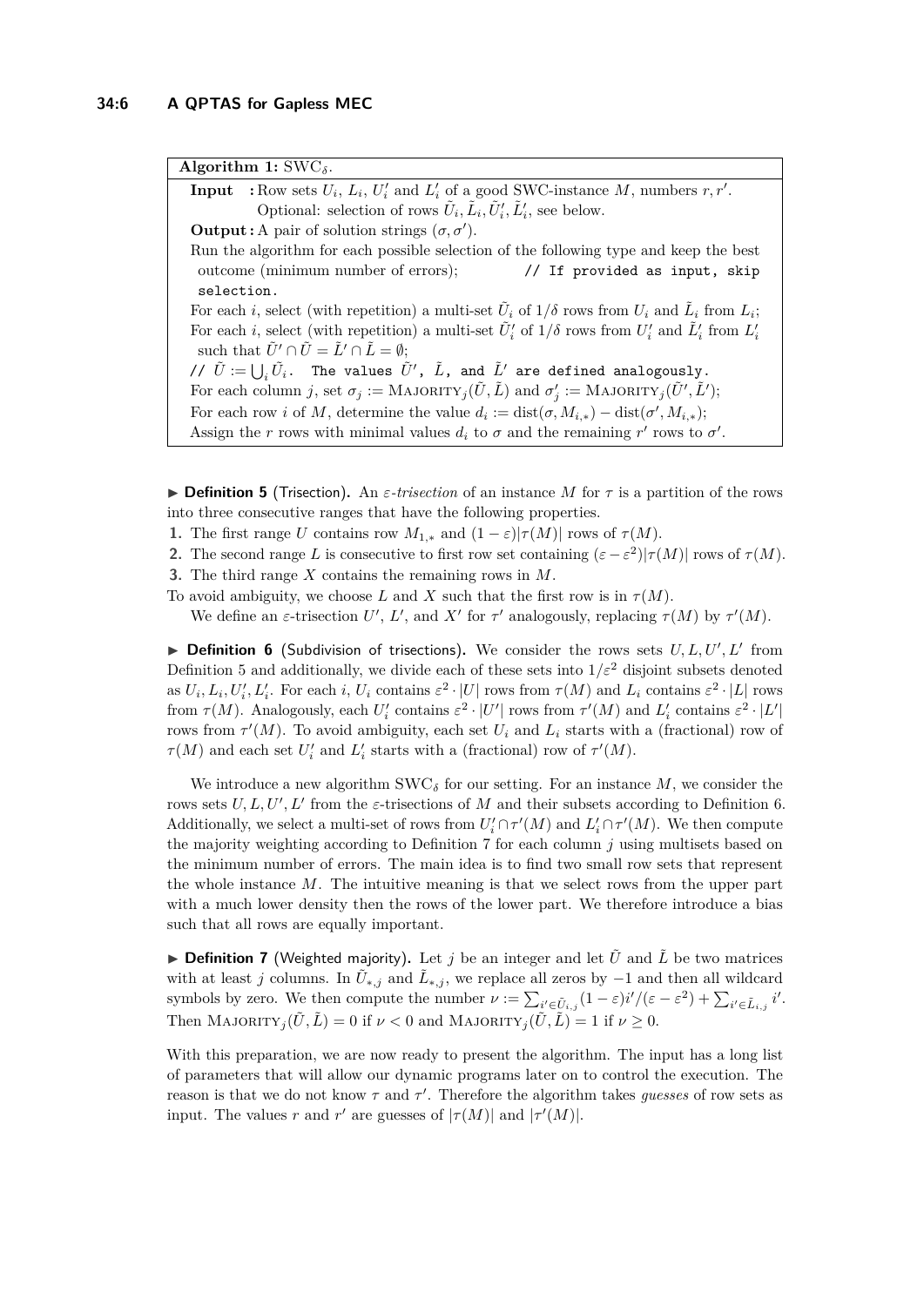**Algorithm 1:** $\mathrm{SWC}_\delta$.

**Input :** Row sets $U_i$, $L_i$, $U'_i$ and $L'_i$ of a good SWC-instance $M$, numbers $r, r'$. Optional: selection of rows $\tilde{U}_i, \tilde{L}_i, \tilde{U}'_i, \tilde{L}'_i$, see below.

**Output :** A pair of solution strings $(\sigma, \sigma')$.

Run the algorithm for each possible selection of the following type and keep the best outcome (minimum number of errors); `// If provided as input, skip selection.`

For each $i$, select (with repetition) a multi-set $\tilde{U}_i$ of $1/\delta$ rows from $U_i$ and $\tilde{L}_i$ from $L_i$;

For each $i$, select (with repetition) a multi-set $\tilde{U}'_i$ of $1/\delta$ rows from $U'_i$ and $\tilde{L}'_i$ from $L'_i$ such that $\tilde{U}' \cap \tilde{U} = \tilde{L}' \cap \tilde{L} = \emptyset$;

`//` $\tilde{U} := \bigcup_i \tilde{U}_i$. `The values` $\tilde{U}'$, $\tilde{L}$, `and` $\tilde{L}'$ `are defined analogously.`

For each column $j$, set $\sigma_j := \mathrm{MAJORITY}_j(\tilde{U}, \tilde{L})$ and $\sigma'_j := \mathrm{MAJORITY}_j(\tilde{U}', \tilde{L}')$;

For each row $i$ of $M$, determine the value $d_i := \mathrm{dist}(\sigma, M_{i,*}) - \mathrm{dist}(\sigma', M_{i,*})$;

Assign the $r$ rows with minimal values $d_i$ to $\sigma$ and the remaining $r'$ rows to $\sigma'$.

▶ **Definition 5** (Trisection). An $\varepsilon$-*trisection* of an instance $M$ for $\tau$ is a partition of the rows into three consecutive ranges that have the following properties.

1. The first range $U$ contains row $M_{1,*}$ and $(1-\varepsilon)|\tau(M)|$ rows of $\tau(M)$.
2. The second range $L$ is consecutive to first row set containing $(\varepsilon - \varepsilon^2)|\tau(M)|$ rows of $\tau(M)$.
3. The third range $X$ contains the remaining rows in $M$.

To avoid ambiguity, we choose $L$ and $X$ such that the first row is in $\tau(M)$.

We define an $\varepsilon$-trisection $U'$, $L'$, and $X'$ for $\tau'$ analogously, replacing $\tau(M)$ by $\tau'(M)$.

▶ **Definition 6** (Subdivision of trisections). We consider the rows sets $U, L, U', L'$ from Definition 5 and additionally, we divide each of these sets into $1/\varepsilon^2$ disjoint subsets denoted as $U_i, L_i, U'_i, L'_i$. For each $i$, $U_i$ contains $\varepsilon^2 \cdot |U|$ rows from $\tau(M)$ and $L_i$ contains $\varepsilon^2 \cdot |L|$ rows from $\tau(M)$. Analogously, each $U'_i$ contains $\varepsilon^2 \cdot |U'|$ rows from $\tau'(M)$ and $L'_i$ contains $\varepsilon^2 \cdot |L'|$ rows from $\tau'(M)$. To avoid ambiguity, each set $U_i$ and $L_i$ starts with a (fractional) row of $\tau(M)$ and each set $U'_i$ and $L'_i$ starts with a (fractional) row of $\tau'(M)$.

We introduce a new algorithm $\mathrm{SWC}_\delta$ for our setting. For an instance $M$, we consider the rows sets $U, L, U', L'$ from the $\varepsilon$-trisections of $M$ and their subsets according to Definition 6. Additionally, we select a multi-set of rows from $U'_i \cap \tau'(M)$ and $L'_i \cap \tau'(M)$. We then compute the majority weighting according to Definition 7 for each column $j$ using multisets based on the minimum number of errors. The main idea is to find two small row sets that represent the whole instance $M$. The intuitive meaning is that we select rows from the upper part with a much lower density then the rows of the lower part. We therefore introduce a bias such that all rows are equally important.

▶ **Definition 7** (Weighted majority). Let $j$ be an integer and let $\tilde{U}$ and $\tilde{L}$ be two matrices with at least $j$ columns. In $\tilde{U}_{*,j}$ and $\tilde{L}_{*,j}$, we replace all zeros by $-1$ and then all wildcard symbols by zero. We then compute the number $\nu := \sum_{i' \in \tilde{U}_{i,j}} (1-\varepsilon)i'/(\varepsilon - \varepsilon^2) + \sum_{i' \in \tilde{L}_{i,j}} i'$. Then $\mathrm{MAJORITY}_j(\tilde{U}, \tilde{L}) = 0$ if $\nu < 0$ and $\mathrm{MAJORITY}_j(\tilde{U}, \tilde{L}) = 1$ if $\nu \geq 0$.

With this preparation, we are now ready to present the algorithm. The input has a long list of parameters that will allow our dynamic programs later on to control the execution. The reason is that we do not know $\tau$ and $\tau'$. Therefore the algorithm takes *guesses* of row sets as input. The values $r$ and $r'$ are guesses of $|\tau(M)|$ and $|\tau'(M)|$.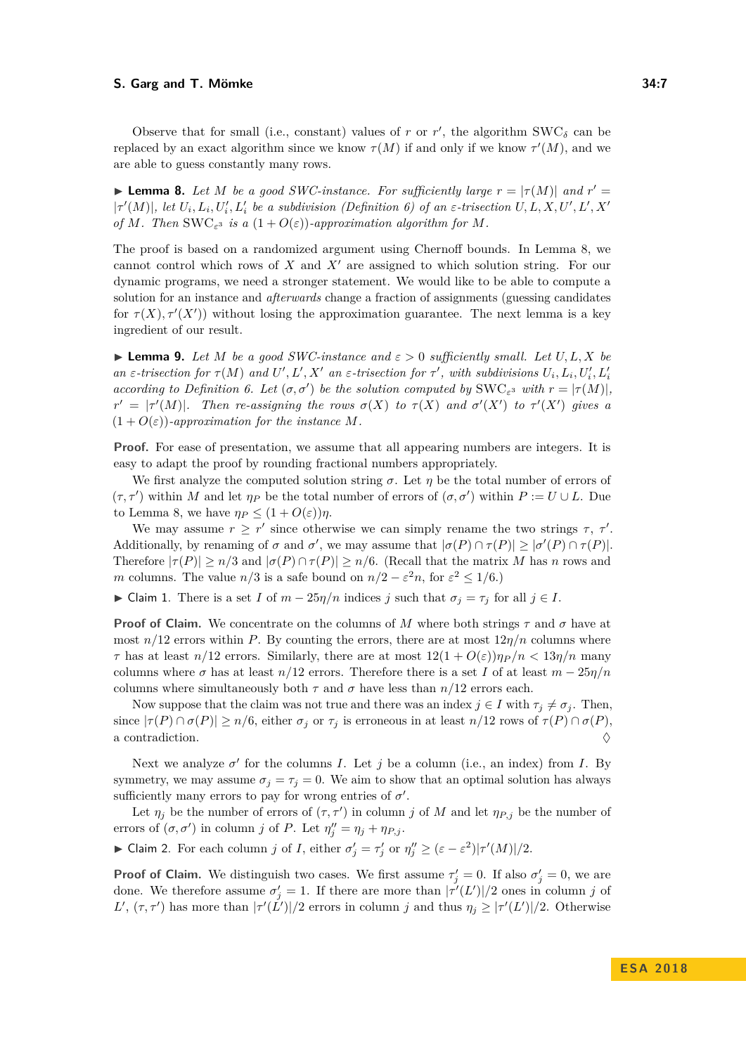Observe that for small (i.e., constant) values of $r$ or $r'$, the algorithm $\mathrm{SWC}_\delta$ can be replaced by an exact algorithm since we know $\tau(M)$ if and only if we know $\tau'(M)$, and we are able to guess constantly many rows.

▶ **Lemma 8.** *Let $M$ be a good SWC-instance. For sufficiently large $r = |\tau(M)|$ and $r' = |\tau'(M)|$, let $U_i, L_i, U'_i, L'_i$ be a subdivision (Definition 6) of an $\varepsilon$-trisection $U, L, X, U', L', X'$ of $M$. Then $\mathrm{SWC}_{\varepsilon^3}$ is a $(1 + O(\varepsilon))$-approximation algorithm for $M$.*

The proof is based on a randomized argument using Chernoff bounds. In Lemma 8, we cannot control which rows of $X$ and $X'$ are assigned to which solution string. For our dynamic programs, we need a stronger statement. We would like to be able to compute a solution for an instance and *afterwards* change a fraction of assignments (guessing candidates for $\tau(X), \tau'(X')$) without losing the approximation guarantee. The next lemma is a key ingredient of our result.

▶ **Lemma 9.** *Let $M$ be a good SWC-instance and $\varepsilon > 0$ sufficiently small. Let $U, L, X$ be an $\varepsilon$-trisection for $\tau(M)$ and $U', L', X'$ an $\varepsilon$-trisection for $\tau'$, with subdivisions $U_i, L_i, U'_i, L'_i$ according to Definition 6. Let $(\sigma, \sigma')$ be the solution computed by $\mathrm{SWC}_{\varepsilon^3}$ with $r = |\tau(M)|$, $r' = |\tau'(M)|$. Then re-assigning the rows $\sigma(X)$ to $\tau(X)$ and $\sigma'(X')$ to $\tau'(X')$ gives a $(1 + O(\varepsilon))$-approximation for the instance $M$.*

**Proof.** For ease of presentation, we assume that all appearing numbers are integers. It is easy to adapt the proof by rounding fractional numbers appropriately.

We first analyze the computed solution string $\sigma$. Let $\eta$ be the total number of errors of $(\tau, \tau')$ within $M$ and let $\eta_P$ be the total number of errors of $(\sigma, \sigma')$ within $P := U \cup L$. Due to Lemma 8, we have $\eta_P \le (1 + O(\varepsilon))\eta$.

We may assume $r \ge r'$ since otherwise we can simply rename the two strings $\tau$, $\tau'$. Additionally, by renaming of $\sigma$ and $\sigma'$, we may assume that $|\sigma(P) \cap \tau(P)| \ge |\sigma'(P) \cap \tau(P)|$. Therefore $|\tau(P)| \ge n/3$ and $|\sigma(P) \cap \tau(P)| \ge n/6$. (Recall that the matrix $M$ has $n$ rows and $m$ columns. The value $n/3$ is a safe bound on $n/2 - \varepsilon^2 n$, for $\varepsilon^2 \le 1/6$.)

▶ Claim 1. There is a set $I$ of $m - 25\eta/n$ indices $j$ such that $\sigma_j = \tau_j$ for all $j \in I$.

**Proof of Claim.** We concentrate on the columns of $M$ where both strings $\tau$ and $\sigma$ have at most $n/12$ errors within $P$. By counting the errors, there are at most $12\eta/n$ columns where $\tau$ has at least $n/12$ errors. Similarly, there are at most $12(1 + O(\varepsilon))\eta_P/n < 13\eta/n$ many columns where $\sigma$ has at least $n/12$ errors. Therefore there is a set $I$ of at least $m - 25\eta/n$ columns where simultaneously both $\tau$ and $\sigma$ have less than $n/12$ errors each.

Now suppose that the claim was not true and there was an index $j \in I$ with $\tau_j \ne \sigma_j$. Then, since $|\tau(P) \cap \sigma(P)| \ge n/6$, either $\sigma_j$ or $\tau_j$ is erroneous in at least $n/12$ rows of $\tau(P) \cap \sigma(P)$, a contradiction. ◇

Next we analyze $\sigma'$ for the columns $I$. Let $j$ be a column (i.e., an index) from $I$. By symmetry, we may assume $\sigma_j = \tau_j = 0$. We aim to show that an optimal solution has always sufficiently many errors to pay for wrong entries of $\sigma'$.

Let $\eta_j$ be the number of errors of $(\tau, \tau')$ in column $j$ of $M$ and let $\eta_{P,j}$ be the number of errors of $(\sigma, \sigma')$ in column $j$ of $P$. Let $\eta''_j = \eta_j + \eta_{P,j}$.

▶ Claim 2. For each column $j$ of $I$, either $\sigma'_j = \tau'_j$ or $\eta''_j \ge (\varepsilon - \varepsilon^2)|\tau'(M)|/2$.

**Proof of Claim.** We distinguish two cases. We first assume $\tau'_j = 0$. If also $\sigma'_j = 0$, we are done. We therefore assume $\sigma'_j = 1$. If there are more than $|\tau'(L')|/2$ ones in column $j$ of $L'$, $(\tau, \tau')$ has more than $|\tau'(L')|/2$ errors in column $j$ and thus $\eta_j \ge |\tau'(L')|/2$. Otherwise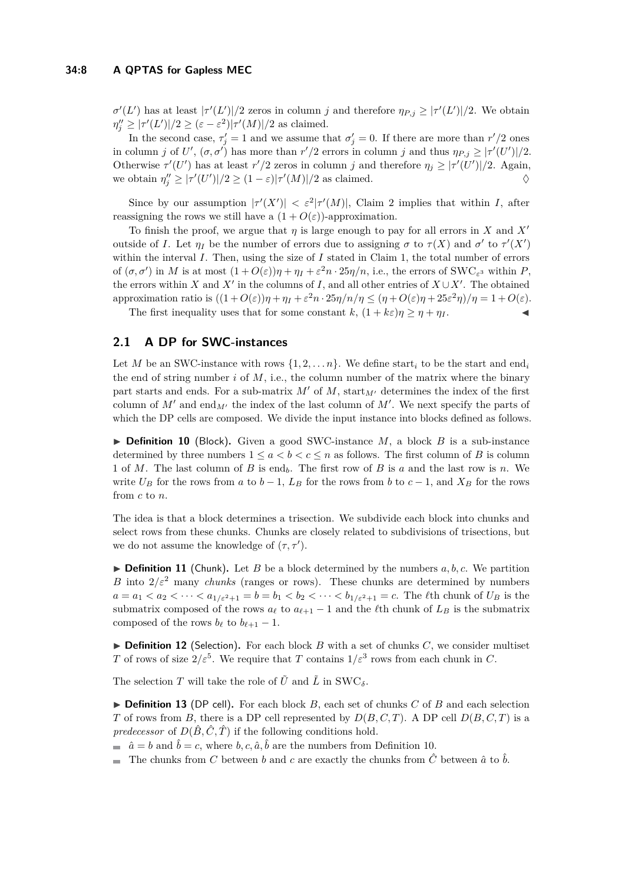$\sigma'(L')$ has at least $|\tau'(L')|/2$ zeros in column $j$ and therefore $\eta_{P,j} \geq |\tau'(L')|/2$. We obtain $\eta''_j \geq |\tau'(L')|/2 \geq (\varepsilon - \varepsilon^2)|\tau'(M)|/2$ as claimed.

In the second case, $\tau'_j = 1$ and we assume that $\sigma'_j = 0$. If there are more than $r'/2$ ones in column $j$ of $U'$, $(\sigma, \sigma')$ has more than $r'/2$ errors in column $j$ and thus $\eta_{P,j} \geq |\tau'(U')|/2$. Otherwise $\tau'(U')$ has at least $r'/2$ zeros in column $j$ and therefore $\eta_j \geq |\tau'(U')|/2$. Again, we obtain $\eta''_j \geq |\tau'(U')|/2 \geq (1 - \varepsilon)|\tau'(M)|/2$ as claimed. ◊

Since by our assumption $|\tau'(X')| < \varepsilon^2|\tau'(M)|$, Claim 2 implies that within $I$, after reassigning the rows we still have a $(1 + O(\varepsilon))$-approximation.

To finish the proof, we argue that $\eta$ is large enough to pay for all errors in $X$ and $X'$ outside of $I$. Let $\eta_I$ be the number of errors due to assigning $\sigma$ to $\tau(X)$ and $\sigma'$ to $\tau'(X')$ within the interval $I$. Then, using the size of $I$ stated in Claim 1, the total number of errors of $(\sigma, \sigma')$ in $M$ is at most $(1 + O(\varepsilon))\eta + \eta_I + \varepsilon^2 n \cdot 25\eta/n$, i.e., the errors of $\text{SWC}_{\varepsilon^3}$ within $P$, the errors within $X$ and $X'$ in the columns of $I$, and all other entries of $X \cup X'$. The obtained approximation ratio is $((1+O(\varepsilon))\eta + \eta_I + \varepsilon^2 n \cdot 25\eta/n/\eta \leq (\eta + O(\varepsilon)\eta + 25\varepsilon^2\eta)/\eta = 1 + O(\varepsilon)$.

The first inequality uses that for some constant $k$, $(1 + k\varepsilon)\eta \geq \eta + \eta_I$. ◀

## 2.1 A DP for SWC-instances

Let $M$ be an SWC-instance with rows $\{1, 2, \ldots n\}$. We define $\text{start}_i$ to be the start and $\text{end}_i$ the end of string number $i$ of $M$, i.e., the column number of the matrix where the binary part starts and ends. For a sub-matrix $M'$ of $M$, $\text{start}_{M'}$ determines the index of the first column of $M'$ and $\text{end}_{M'}$ the index of the last column of $M'$. We next specify the parts of which the DP cells are composed. We divide the input instance into blocks defined as follows.

▶ **Definition 10** (Block)**.** Given a good SWC-instance $M$, a block $B$ is a sub-instance determined by three numbers $1 \leq a < b < c \leq n$ as follows. The first column of $B$ is column 1 of $M$. The last column of $B$ is $\text{end}_b$. The first row of $B$ is $a$ and the last row is $n$. We write $U_B$ for the rows from $a$ to $b-1$, $L_B$ for the rows from $b$ to $c-1$, and $X_B$ for the rows from $c$ to $n$.

The idea is that a block determines a trisection. We subdivide each block into chunks and select rows from these chunks. Chunks are closely related to subdivisions of trisections, but we do not assume the knowledge of $(\tau, \tau')$.

▶ **Definition 11** (Chunk)**.** Let $B$ be a block determined by the numbers $a, b, c$. We partition $B$ into $2/\varepsilon^2$ many *chunks* (ranges or rows). These chunks are determined by numbers $a = a_1 < a_2 < \cdots < a_{1/\varepsilon^2+1} = b = b_1 < b_2 < \cdots < b_{1/\varepsilon^2+1} = c$. The $\ell$th chunk of $U_B$ is the submatrix composed of the rows $a_\ell$ to $a_{\ell+1} - 1$ and the $\ell$th chunk of $L_B$ is the submatrix composed of the rows $b_\ell$ to $b_{\ell+1} - 1$.

▶ **Definition 12** (Selection)**.** For each block $B$ with a set of chunks $C$, we consider multiset $T$ of rows of size $2/\varepsilon^5$. We require that $T$ contains $1/\varepsilon^3$ rows from each chunk in $C$.

The selection $T$ will take the role of $\tilde{U}$ and $\tilde{L}$ in $\text{SWC}_\delta$.

▶ **Definition 13** (DP cell)**.** For each block $B$, each set of chunks $C$ of $B$ and each selection $T$ of rows from $B$, there is a DP cell represented by $D(B, C, T)$. A DP cell $D(B, C, T)$ is a *predecessor* of $D(\hat{B}, \hat{C}, \hat{T})$ if the following conditions hold.

- $\hat{a} = b$ and $\hat{b} = c$, where $b, c, \hat{a}, \hat{b}$ are the numbers from Definition 10.
- The chunks from $C$ between $b$ and $c$ are exactly the chunks from $\hat{C}$ between $\hat{a}$ to $\hat{b}$.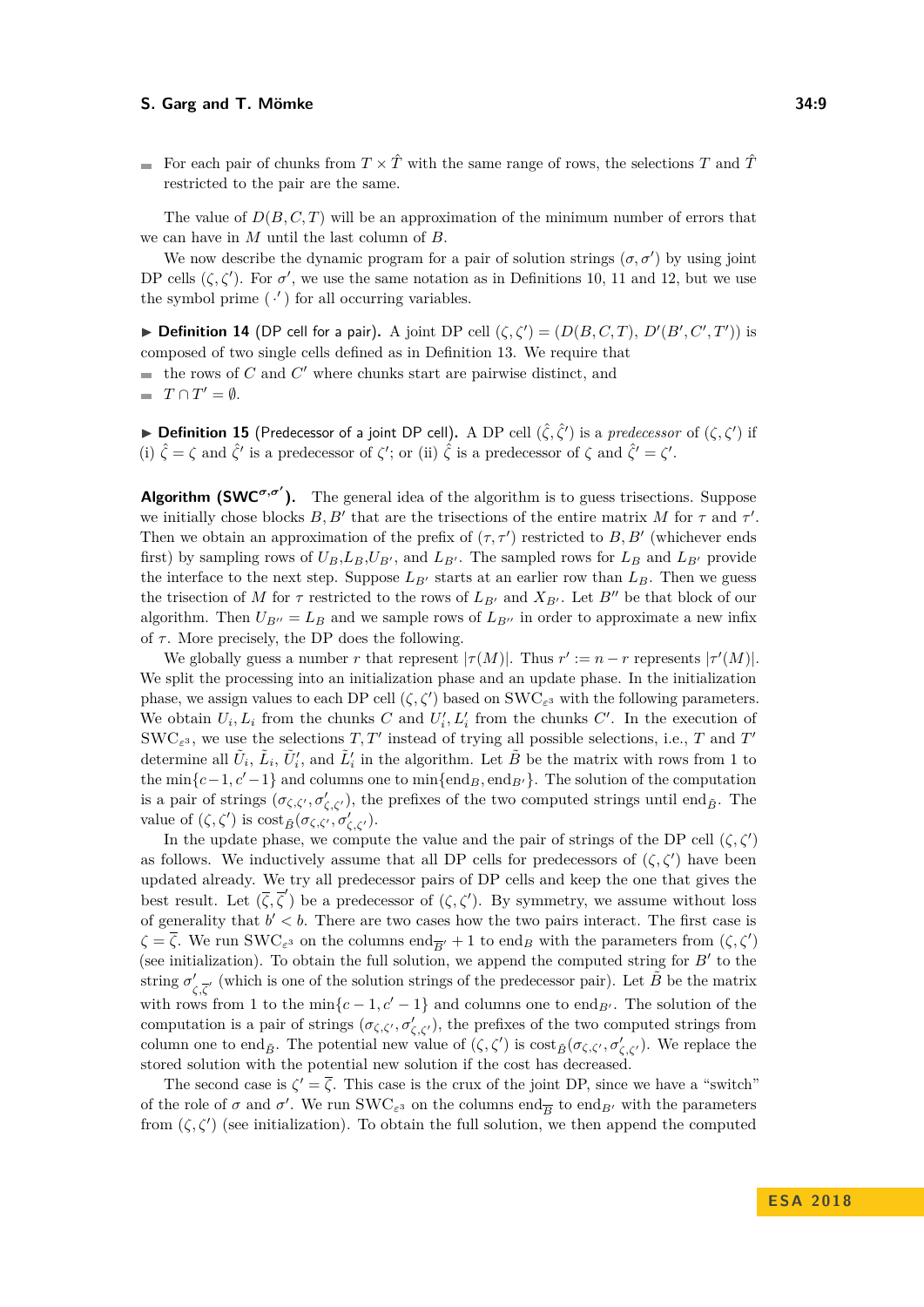- For each pair of chunks from $T \times \hat{T}$ with the same range of rows, the selections $T$ and $\hat{T}$ restricted to the pair are the same.

The value of $D(B, C, T)$ will be an approximation of the minimum number of errors that we can have in $M$ until the last column of $B$.

We now describe the dynamic program for a pair of solution strings $(\sigma, \sigma')$ by using joint DP cells $(\zeta, \zeta')$. For $\sigma'$, we use the same notation as in Definitions 10, 11 and 12, but we use the symbol prime ( $\cdot'$ ) for all occurring variables.

▶ **Definition 14** (DP cell for a pair). A joint DP cell $(\zeta, \zeta') = (D(B, C, T),\ D'(B', C', T'))$ is composed of two single cells defined as in Definition 13. We require that

- the rows of $C$ and $C'$ where chunks start are pairwise distinct, and
- $T \cap T' = \emptyset$.

▶ **Definition 15** (Predecessor of a joint DP cell). A DP cell $(\hat{\zeta}, \hat{\zeta}')$ is a *predecessor* of $(\zeta, \zeta')$ if (i) $\hat{\zeta} = \zeta$ and $\hat{\zeta}'$ is a predecessor of $\zeta'$; or (ii) $\hat{\zeta}$ is a predecessor of $\zeta$ and $\hat{\zeta}' = \zeta'$.

**Algorithm ($\mathrm{SWC}^{\sigma,\sigma'}$).** The general idea of the algorithm is to guess trisections. Suppose we initially chose blocks $B, B'$ that are the trisections of the entire matrix $M$ for $\tau$ and $\tau'$. Then we obtain an approximation of the prefix of $(\tau, \tau')$ restricted to $B, B'$ (whichever ends first) by sampling rows of $U_B$,$L_B$,$U_{B'}$, and $L_{B'}$. The sampled rows for $L_B$ and $L_{B'}$ provide the interface to the next step. Suppose $L_{B'}$ starts at an earlier row than $L_B$. Then we guess the trisection of $M$ for $\tau$ restricted to the rows of $L_{B'}$ and $X_{B'}$. Let $B''$ be that block of our algorithm. Then $U_{B''} = L_B$ and we sample rows of $L_{B''}$ in order to approximate a new infix of $\tau$. More precisely, the DP does the following.

We globally guess a number $r$ that represent $|\tau(M)|$. Thus $r' := n - r$ represents $|\tau'(M)|$. We split the processing into an initialization phase and an update phase. In the initialization phase, we assign values to each DP cell $(\zeta, \zeta')$ based on $\mathrm{SWC}_{\varepsilon^3}$ with the following parameters. We obtain $U_i, L_i$ from the chunks $C$ and $U_i', L_i'$ from the chunks $C'$. In the execution of $\mathrm{SWC}_{\varepsilon^3}$, we use the selections $T, T'$ instead of trying all possible selections, i.e., $T$ and $T'$ determine all $\tilde{U}_i$, $\tilde{L}_i$, $\tilde{U}_i'$, and $\tilde{L}_i'$ in the algorithm. Let $\tilde{B}$ be the matrix with rows from 1 to the $\min\{c-1, c'-1\}$ and columns one to $\min\{\mathrm{end}_B, \mathrm{end}_{B'}\}$. The solution of the computation is a pair of strings $(\sigma_{\zeta,\zeta'}, \sigma'_{\zeta,\zeta'})$, the prefixes of the two computed strings until $\mathrm{end}_{\tilde{B}}$. The value of $(\zeta, \zeta')$ is $\mathrm{cost}_{\tilde{B}}(\sigma_{\zeta,\zeta'}, \sigma'_{\zeta,\zeta'})$.

In the update phase, we compute the value and the pair of strings of the DP cell $(\zeta, \zeta')$ as follows. We inductively assume that all DP cells for predecessors of $(\zeta, \zeta')$ have been updated already. We try all predecessor pairs of DP cells and keep the one that gives the best result. Let $(\overline{\zeta}, \overline{\zeta}')$ be a predecessor of $(\zeta, \zeta')$. By symmetry, we assume without loss of generality that $b' < b$. There are two cases how the two pairs interact. The first case is $\zeta = \overline{\zeta}$. We run $\mathrm{SWC}_{\varepsilon^3}$ on the columns $\mathrm{end}_{\overline{B}'} + 1$ to $\mathrm{end}_B$ with the parameters from $(\zeta, \zeta')$ (see initialization). To obtain the full solution, we append the computed string for $B'$ to the string $\sigma'_{\zeta,\overline{\zeta}'}$ (which is one of the solution strings of the predecessor pair). Let $\tilde{B}$ be the matrix with rows from 1 to the $\min\{c-1, c'-1\}$ and columns one to $\mathrm{end}_{B'}$. The solution of the computation is a pair of strings $(\sigma_{\zeta,\zeta'}, \sigma'_{\zeta,\zeta'})$, the prefixes of the two computed strings from column one to $\mathrm{end}_{\tilde{B}}$. The potential new value of $(\zeta, \zeta')$ is $\mathrm{cost}_{\tilde{B}}(\sigma_{\zeta,\zeta'}, \sigma'_{\zeta,\zeta'})$. We replace the stored solution with the potential new solution if the cost has decreased.

The second case is $\zeta' = \overline{\zeta}$. This case is the crux of the joint DP, since we have a "switch" of the role of $\sigma$ and $\sigma'$. We run $\mathrm{SWC}_{\varepsilon^3}$ on the columns $\mathrm{end}_{\overline{B}}$ to $\mathrm{end}_{B'}$ with the parameters from $(\zeta, \zeta')$ (see initialization). To obtain the full solution, we then append the computed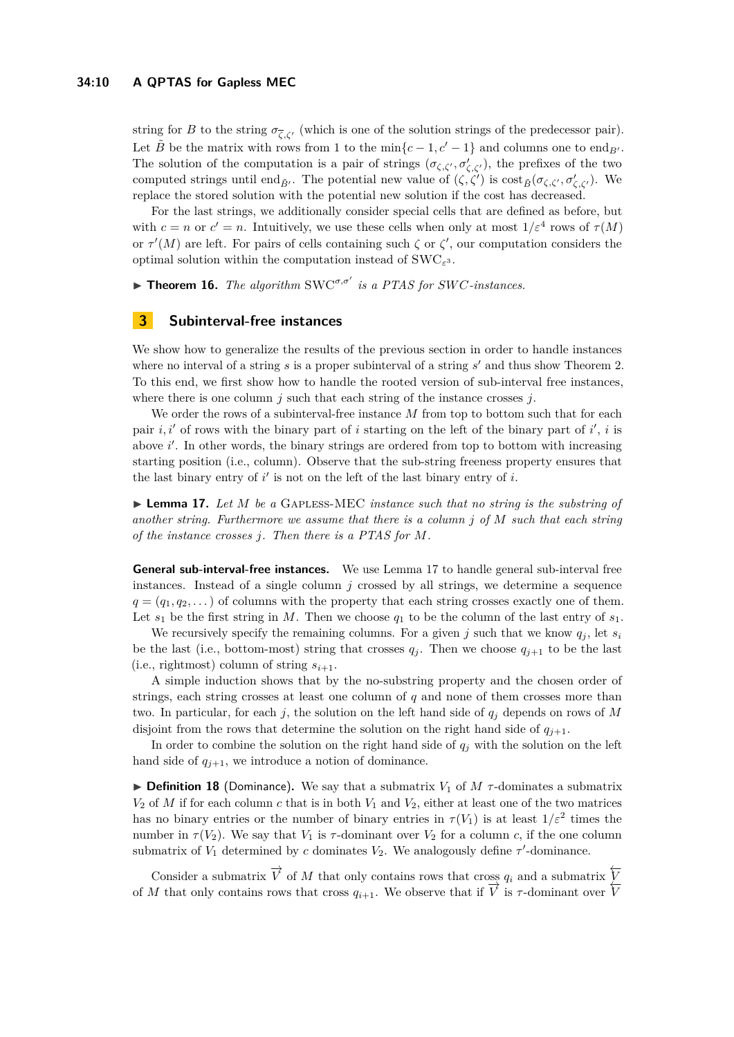string for $B$ to the string $\sigma_{\overline{\zeta},\zeta'}$ (which is one of the solution strings of the predecessor pair). Let $\tilde{B}$ be the matrix with rows from 1 to the $\min\{c-1, c'-1\}$ and columns one to $\text{end}_{B'}$. The solution of the computation is a pair of strings $(\sigma_{\zeta,\zeta'}, \sigma'_{\zeta,\zeta'})$, the prefixes of the two computed strings until $\text{end}_{\tilde{B}'}$. The potential new value of $(\zeta, \zeta')$ is $\text{cost}_{\tilde{B}}(\sigma_{\zeta,\zeta'}, \sigma'_{\zeta,\zeta'})$. We replace the stored solution with the potential new solution if the cost has decreased.

For the last strings, we additionally consider special cells that are defined as before, but with $c = n$ or $c' = n$. Intuitively, we use these cells when only at most $1/\varepsilon^4$ rows of $\tau(M)$ or $\tau'(M)$ are left. For pairs of cells containing such $\zeta$ or $\zeta'$, our computation considers the optimal solution within the computation instead of $\text{SWC}_{\varepsilon^3}$.

▶ **Theorem 16.** *The algorithm* $\text{SWC}^{\sigma,\sigma'}$ *is a PTAS for SWC-instances.*

## 3 Subinterval-free instances

We show how to generalize the results of the previous section in order to handle instances where no interval of a string $s$ is a proper subinterval of a string $s'$ and thus show Theorem 2. To this end, we first show how to handle the rooted version of sub-interval free instances, where there is one column $j$ such that each string of the instance crosses $j$.

We order the rows of a subinterval-free instance $M$ from top to bottom such that for each pair $i, i'$ of rows with the binary part of $i$ starting on the left of the binary part of $i'$, $i$ is above $i'$. In other words, the binary strings are ordered from top to bottom with increasing starting position (i.e., column). Observe that the sub-string freeness property ensures that the last binary entry of $i'$ is not on the left of the last binary entry of $i$.

▶ **Lemma 17.** *Let $M$ be a* Gapless-MEC *instance such that no string is the substring of another string. Furthermore we assume that there is a column $j$ of $M$ such that each string of the instance crosses $j$. Then there is a PTAS for $M$.*

**General sub-interval-free instances.** We use Lemma 17 to handle general sub-interval free instances. Instead of a single column $j$ crossed by all strings, we determine a sequence $q = (q_1, q_2, \dots)$ of columns with the property that each string crosses exactly one of them. Let $s_1$ be the first string in $M$. Then we choose $q_1$ to be the column of the last entry of $s_1$.

We recursively specify the remaining columns. For a given $j$ such that we know $q_j$, let $s_i$ be the last (i.e., bottom-most) string that crosses $q_j$. Then we choose $q_{j+1}$ to be the last (i.e., rightmost) column of string $s_{i+1}$.

A simple induction shows that by the no-substring property and the chosen order of strings, each string crosses at least one column of $q$ and none of them crosses more than two. In particular, for each $j$, the solution on the left hand side of $q_j$ depends on rows of $M$ disjoint from the rows that determine the solution on the right hand side of $q_{j+1}$.

In order to combine the solution on the right hand side of $q_j$ with the solution on the left hand side of $q_{j+1}$, we introduce a notion of dominance.

▶ **Definition 18** (Dominance)**.** We say that a submatrix $V_1$ of $M$ $\tau$-dominates a submatrix $V_2$ of $M$ if for each column $c$ that is in both $V_1$ and $V_2$, either at least one of the two matrices has no binary entries or the number of binary entries in $\tau(V_1)$ is at least $1/\varepsilon^2$ times the number in $\tau(V_2)$. We say that $V_1$ is $\tau$-dominant over $V_2$ for a column $c$, if the one column submatrix of $V_1$ determined by $c$ dominates $V_2$. We analogously define $\tau'$-dominance.

Consider a submatrix $\overrightarrow{V}$ of $M$ that only contains rows that cross $q_i$ and a submatrix $\overleftarrow{V}$ of $M$ that only contains rows that cross $q_{i+1}$. We observe that if $\overrightarrow{V}$ is $\tau$-dominant over $\overleftarrow{V}$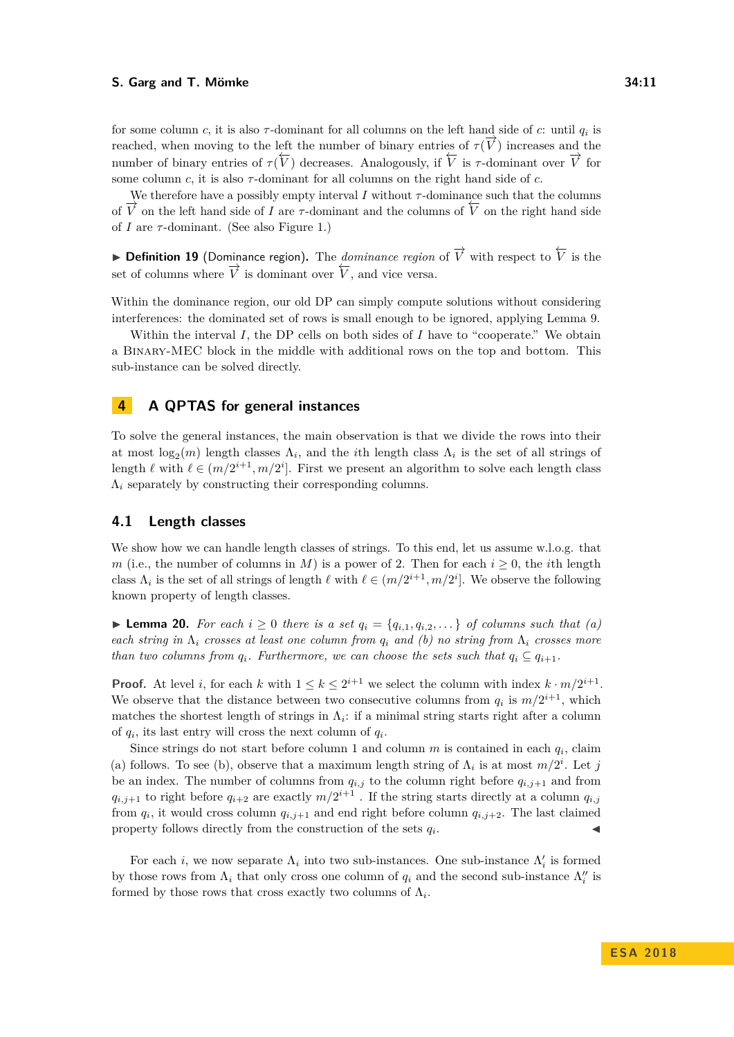for some column $c$, it is also $\tau$-dominant for all columns on the left hand side of $c$: until $q_i$ is reached, when moving to the left the number of binary entries of $\tau(\overrightarrow{V})$ increases and the number of binary entries of $\tau(\overleftarrow{V})$ decreases. Analogously, if $\overleftarrow{V}$ is $\tau$-dominant over $\overrightarrow{V}$ for some column $c$, it is also $\tau$-dominant for all columns on the right hand side of $c$.

We therefore have a possibly empty interval $I$ without $\tau$-dominance such that the columns of $\overrightarrow{V}$ on the left hand side of $I$ are $\tau$-dominant and the columns of $\overleftarrow{V}$ on the right hand side of $I$ are $\tau$-dominant. (See also Figure 1.)

▶ **Definition 19** (Dominance region). The *dominance region* of $\overrightarrow{V}$ with respect to $\overleftarrow{V}$ is the set of columns where $\overrightarrow{V}$ is dominant over $\overleftarrow{V}$, and vice versa.

Within the dominance region, our old DP can simply compute solutions without considering interferences: the dominated set of rows is small enough to be ignored, applying Lemma 9.

Within the interval $I$, the DP cells on both sides of $I$ have to "cooperate." We obtain a Binary-MEC block in the middle with additional rows on the top and bottom. This sub-instance can be solved directly.

# 4 A QPTAS for general instances

To solve the general instances, the main observation is that we divide the rows into their at most $\log_2(m)$ length classes $\Lambda_i$, and the $i$th length class $\Lambda_i$ is the set of all strings of length $\ell$ with $\ell \in (m/2^{i+1}, m/2^i]$. First we present an algorithm to solve each length class $\Lambda_i$ separately by constructing their corresponding columns.

## 4.1 Length classes

We show how we can handle length classes of strings. To this end, let us assume w.l.o.g. that $m$ (i.e., the number of columns in $M$) is a power of 2. Then for each $i \geq 0$, the $i$th length class $\Lambda_i$ is the set of all strings of length $\ell$ with $\ell \in (m/2^{i+1}, m/2^i]$. We observe the following known property of length classes.

▶ **Lemma 20.** *For each $i \geq 0$ there is a set $q_i = \{q_{i,1}, q_{i,2}, \dots\}$ of columns such that (a) each string in $\Lambda_i$ crosses at least one column from $q_i$ and (b) no string from $\Lambda_i$ crosses more than two columns from $q_i$. Furthermore, we can choose the sets such that $q_i \subseteq q_{i+1}$.*

**Proof.** At level $i$, for each $k$ with $1 \leq k \leq 2^{i+1}$ we select the column with index $k \cdot m/2^{i+1}$. We observe that the distance between two consecutive columns from $q_i$ is $m/2^{i+1}$, which matches the shortest length of strings in $\Lambda_i$: if a minimal string starts right after a column of $q_i$, its last entry will cross the next column of $q_i$.

Since strings do not start before column 1 and column $m$ is contained in each $q_i$, claim (a) follows. To see (b), observe that a maximum length string of $\Lambda_i$ is at most $m/2^i$. Let $j$ be an index. The number of columns from $q_{i,j}$ to the column right before $q_{i,j+1}$ and from $q_{i,j+1}$ to right before $q_{i+2}$ are exactly $m/2^{i+1}$ . If the string starts directly at a column $q_{i,j}$ from $q_i$, it would cross column $q_{i,j+1}$ and end right before column $q_{i,j+2}$. The last claimed property follows directly from the construction of the sets $q_i$. ◀

For each $i$, we now separate $\Lambda_i$ into two sub-instances. One sub-instance $\Lambda_i'$ is formed by those rows from $\Lambda_i$ that only cross one column of $q_i$ and the second sub-instance $\Lambda_i''$ is formed by those rows that cross exactly two columns of $\Lambda_i$.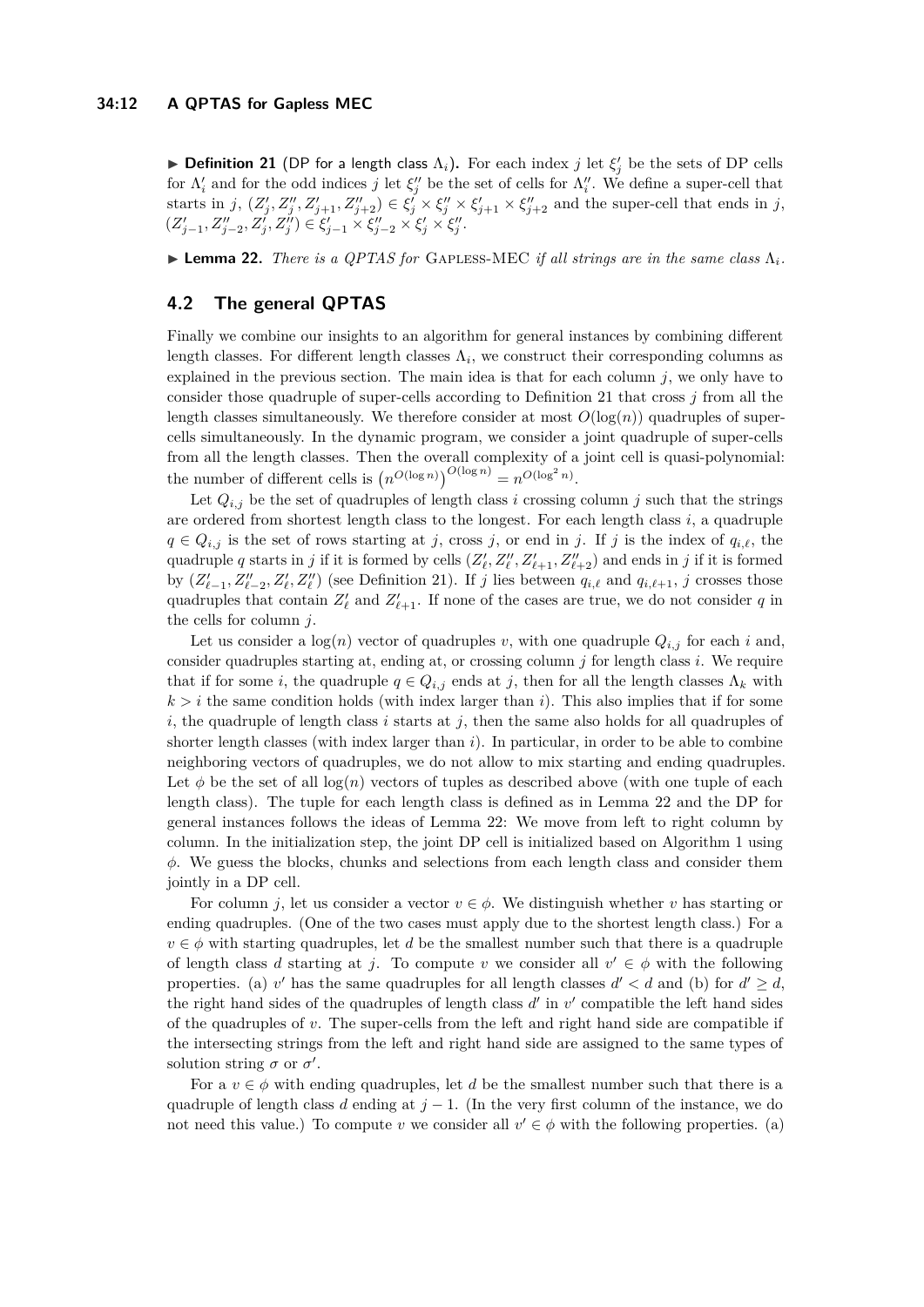▶ **Definition 21** (DP for a length class $\Lambda_i$)**.** For each index $j$ let $\xi'_j$ be the sets of DP cells for $\Lambda'_i$ and for the odd indices $j$ let $\xi''_j$ be the set of cells for $\Lambda''_i$. We define a super-cell that starts in $j$, $(Z'_j, Z''_j, Z'_{j+1}, Z''_{j+2}) \in \xi'_j \times \xi''_j \times \xi'_{j+1} \times \xi''_{j+2}$ and the super-cell that ends in $j$, $(Z'_{j-1}, Z''_{j-2}, Z'_j, Z''_j) \in \xi'_{j-1} \times \xi''_{j-2} \times \xi'_j \times \xi''_j$.

▶ **Lemma 22.** *There is a QPTAS for* Gapless-MEC *if all strings are in the same class* $\Lambda_i$*.*

## 4.2 The general QPTAS

Finally we combine our insights to an algorithm for general instances by combining different length classes. For different length classes $\Lambda_i$, we construct their corresponding columns as explained in the previous section. The main idea is that for each column $j$, we only have to consider those quadruple of super-cells according to Definition 21 that cross $j$ from all the length classes simultaneously. We therefore consider at most $O(\log(n))$ quadruples of super-cells simultaneously. In the dynamic program, we consider a joint quadruple of super-cells from all the length classes. Then the overall complexity of a joint cell is quasi-polynomial: the number of different cells is $\left(n^{O(\log n)}\right)^{O(\log n)} = n^{O(\log^2 n)}$.

Let $Q_{i,j}$ be the set of quadruples of length class $i$ crossing column $j$ such that the strings are ordered from shortest length class to the longest. For each length class $i$, a quadruple $q \in Q_{i,j}$ is the set of rows starting at $j$, cross $j$, or end in $j$. If $j$ is the index of $q_{i,\ell}$, the quadruple $q$ starts in $j$ if it is formed by cells $(Z'_\ell, Z''_\ell, Z'_{\ell+1}, Z''_{\ell+2})$ and ends in $j$ if it is formed by $(Z'_{\ell-1}, Z''_{\ell-2}, Z'_\ell, Z''_\ell)$ (see Definition 21). If $j$ lies between $q_{i,\ell}$ and $q_{i,\ell+1}$, $j$ crosses those quadruples that contain $Z'_\ell$ and $Z'_{\ell+1}$. If none of the cases are true, we do not consider $q$ in the cells for column $j$.

Let us consider a $\log(n)$ vector of quadruples $v$, with one quadruple $Q_{i,j}$ for each $i$ and, consider quadruples starting at, ending at, or crossing column $j$ for length class $i$. We require that if for some $i$, the quadruple $q \in Q_{i,j}$ ends at $j$, then for all the length classes $\Lambda_k$ with $k > i$ the same condition holds (with index larger than $i$). This also implies that if for some $i$, the quadruple of length class $i$ starts at $j$, then the same also holds for all quadruples of shorter length classes (with index larger than $i$). In particular, in order to be able to combine neighboring vectors of quadruples, we do not allow to mix starting and ending quadruples. Let $\phi$ be the set of all $\log(n)$ vectors of tuples as described above (with one tuple of each length class). The tuple for each length class is defined as in Lemma 22 and the DP for general instances follows the ideas of Lemma 22: We move from left to right column by column. In the initialization step, the joint DP cell is initialized based on Algorithm 1 using $\phi$. We guess the blocks, chunks and selections from each length class and consider them jointly in a DP cell.

For column $j$, let us consider a vector $v \in \phi$. We distinguish whether $v$ has starting or ending quadruples. (One of the two cases must apply due to the shortest length class.) For a $v \in \phi$ with starting quadruples, let $d$ be the smallest number such that there is a quadruple of length class $d$ starting at $j$. To compute $v$ we consider all $v' \in \phi$ with the following properties. (a) $v'$ has the same quadruples for all length classes $d' < d$ and (b) for $d' \geq d$, the right hand sides of the quadruples of length class $d'$ in $v'$ compatible the left hand sides of the quadruples of $v$. The super-cells from the left and right hand side are compatible if the intersecting strings from the left and right hand side are assigned to the same types of solution string $\sigma$ or $\sigma'$.

For a $v \in \phi$ with ending quadruples, let $d$ be the smallest number such that there is a quadruple of length class $d$ ending at $j-1$. (In the very first column of the instance, we do not need this value.) To compute $v$ we consider all $v' \in \phi$ with the following properties. (a)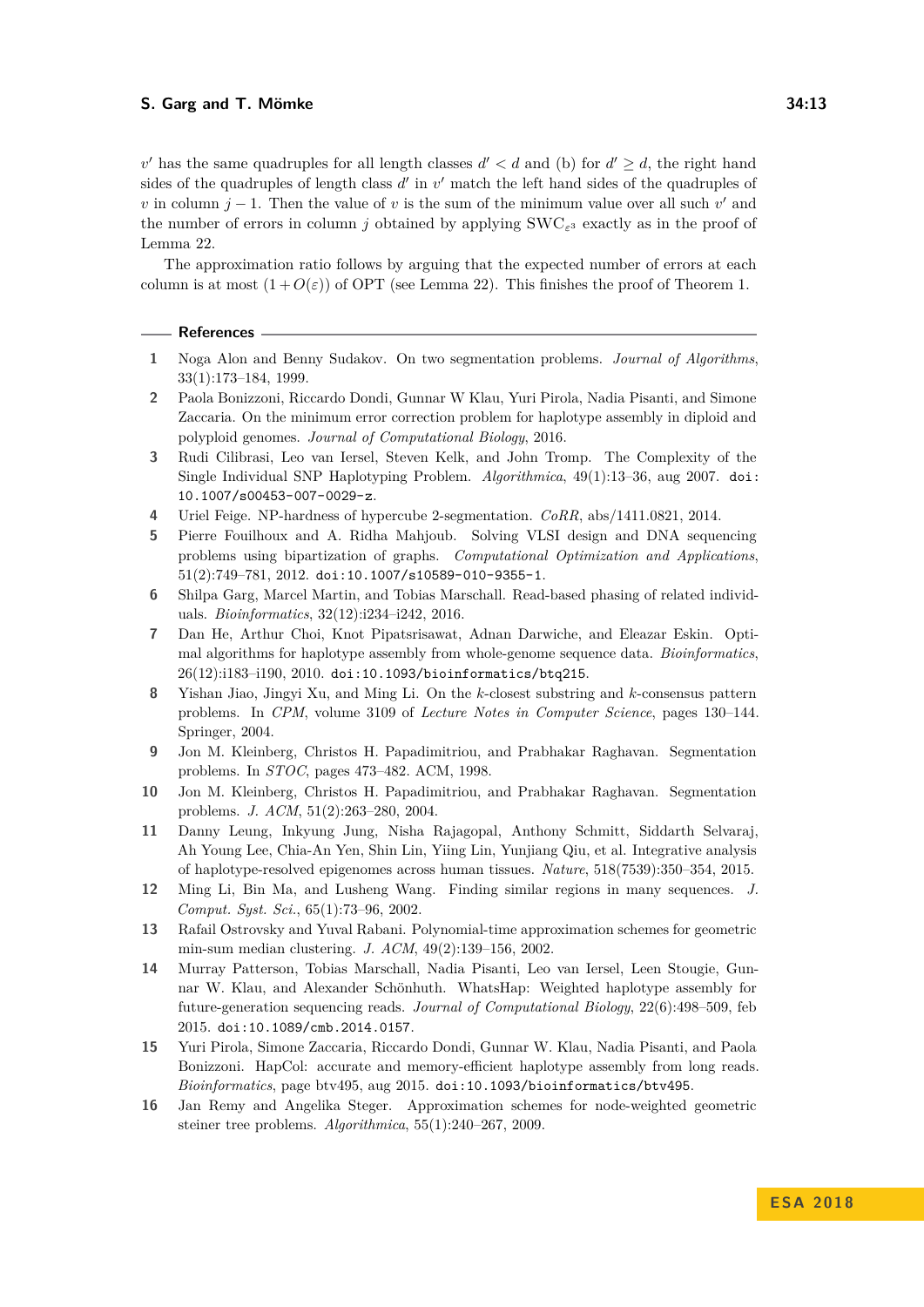$v'$ has the same quadruples for all length classes $d' < d$ and (b) for $d' \geq d$, the right hand sides of the quadruples of length class $d'$ in $v'$ match the left hand sides of the quadruples of $v$ in column $j-1$. Then the value of $v$ is the sum of the minimum value over all such $v'$ and the number of errors in column $j$ obtained by applying $\text{SWC}_{\varepsilon^3}$ exactly as in the proof of Lemma 22.

The approximation ratio follows by arguing that the expected number of errors at each column is at most $(1+O(\varepsilon))$ of OPT (see Lemma 22). This finishes the proof of Theorem 1.

## References

1. Noga Alon and Benny Sudakov. On two segmentation problems. *Journal of Algorithms*, 33(1):173–184, 1999.
2. Paola Bonizzoni, Riccardo Dondi, Gunnar W Klau, Yuri Pirola, Nadia Pisanti, and Simone Zaccaria. On the minimum error correction problem for haplotype assembly in diploid and polyploid genomes. *Journal of Computational Biology*, 2016.
3. Rudi Cilibrasi, Leo van Iersel, Steven Kelk, and John Tromp. The Complexity of the Single Individual SNP Haplotyping Problem. *Algorithmica*, 49(1):13–36, aug 2007. doi:10.1007/s00453-007-0029-z.
4. Uriel Feige. NP-hardness of hypercube 2-segmentation. *CoRR*, abs/1411.0821, 2014.
5. Pierre Fouilhoux and A. Ridha Mahjoub. Solving VLSI design and DNA sequencing problems using bipartization of graphs. *Computational Optimization and Applications*, 51(2):749–781, 2012. doi:10.1007/s10589-010-9355-1.
6. Shilpa Garg, Marcel Martin, and Tobias Marschall. Read-based phasing of related individuals. *Bioinformatics*, 32(12):i234–i242, 2016.
7. Dan He, Arthur Choi, Knot Pipatsrisawat, Adnan Darwiche, and Eleazar Eskin. Optimal algorithms for haplotype assembly from whole-genome sequence data. *Bioinformatics*, 26(12):i183–i190, 2010. doi:10.1093/bioinformatics/btq215.
8. Yishan Jiao, Jingyi Xu, and Ming Li. On the $k$-closest substring and $k$-consensus pattern problems. In *CPM*, volume 3109 of *Lecture Notes in Computer Science*, pages 130–144. Springer, 2004.
9. Jon M. Kleinberg, Christos H. Papadimitriou, and Prabhakar Raghavan. Segmentation problems. In *STOC*, pages 473–482. ACM, 1998.
10. Jon M. Kleinberg, Christos H. Papadimitriou, and Prabhakar Raghavan. Segmentation problems. *J. ACM*, 51(2):263–280, 2004.
11. Danny Leung, Inkyung Jung, Nisha Rajagopal, Anthony Schmitt, Siddarth Selvaraj, Ah Young Lee, Chia-An Yen, Shin Lin, Yiing Lin, Yunjiang Qiu, et al. Integrative analysis of haplotype-resolved epigenomes across human tissues. *Nature*, 518(7539):350–354, 2015.
12. Ming Li, Bin Ma, and Lusheng Wang. Finding similar regions in many sequences. *J. Comput. Syst. Sci.*, 65(1):73–96, 2002.
13. Rafail Ostrovsky and Yuval Rabani. Polynomial-time approximation schemes for geometric min-sum median clustering. *J. ACM*, 49(2):139–156, 2002.
14. Murray Patterson, Tobias Marschall, Nadia Pisanti, Leo van Iersel, Leen Stougie, Gunnar W. Klau, and Alexander Schönhuth. WhatsHap: Weighted haplotype assembly for future-generation sequencing reads. *Journal of Computational Biology*, 22(6):498–509, feb 2015. doi:10.1089/cmb.2014.0157.
15. Yuri Pirola, Simone Zaccaria, Riccardo Dondi, Gunnar W. Klau, Nadia Pisanti, and Paola Bonizzoni. HapCol: accurate and memory-efficient haplotype assembly from long reads. *Bioinformatics*, page btv495, aug 2015. doi:10.1093/bioinformatics/btv495.
16. Jan Remy and Angelika Steger. Approximation schemes for node-weighted geometric steiner tree problems. *Algorithmica*, 55(1):240–267, 2009.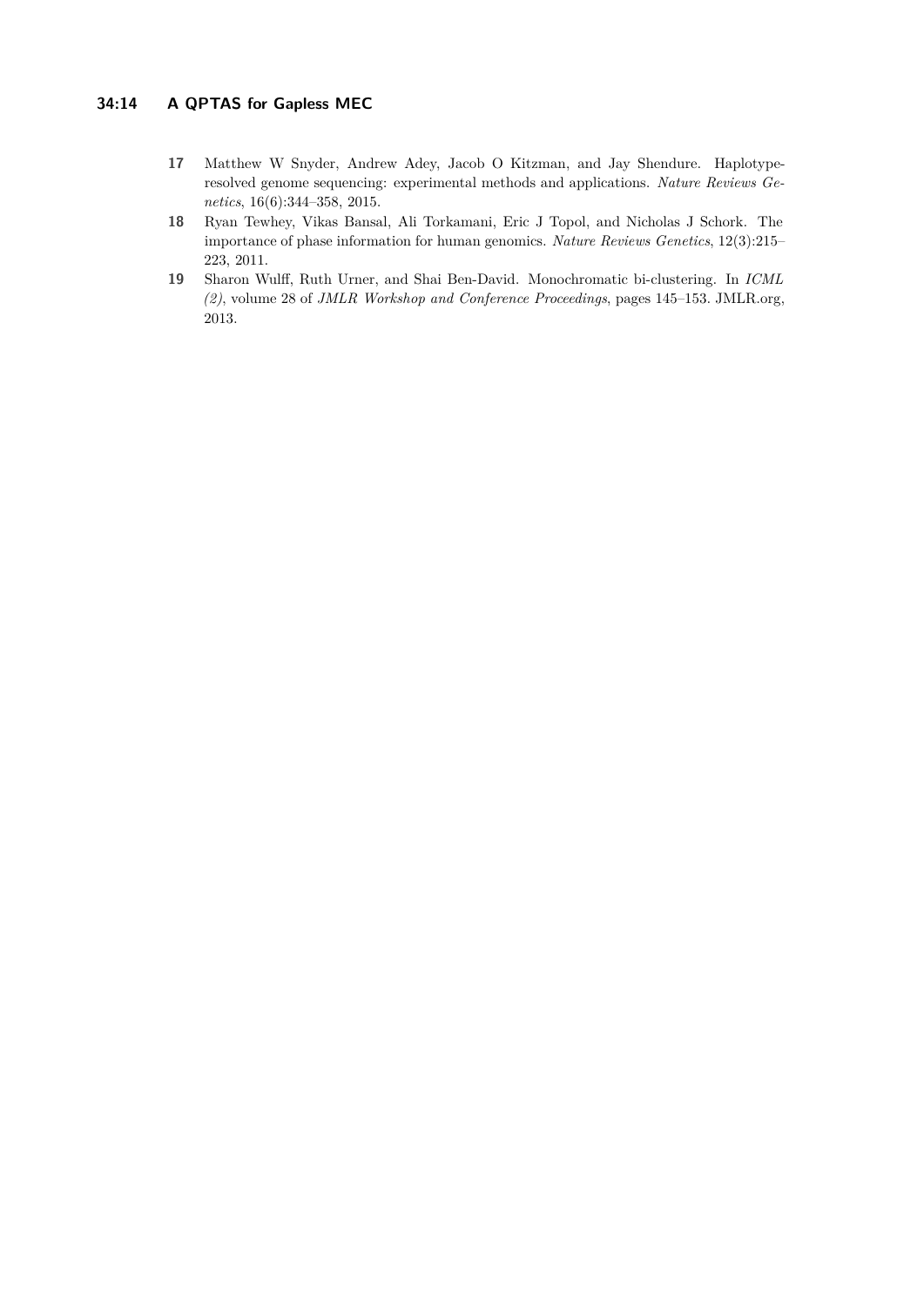17 Matthew W Snyder, Andrew Adey, Jacob O Kitzman, and Jay Shendure. Haplotype-resolved genome sequencing: experimental methods and applications. *Nature Reviews Genetics*, 16(6):344–358, 2015.

18 Ryan Tewhey, Vikas Bansal, Ali Torkamani, Eric J Topol, and Nicholas J Schork. The importance of phase information for human genomics. *Nature Reviews Genetics*, 12(3):215–223, 2011.

19 Sharon Wulff, Ruth Urner, and Shai Ben-David. Monochromatic bi-clustering. In *ICML (2)*, volume 28 of *JMLR Workshop and Conference Proceedings*, pages 145–153. JMLR.org, 2013.